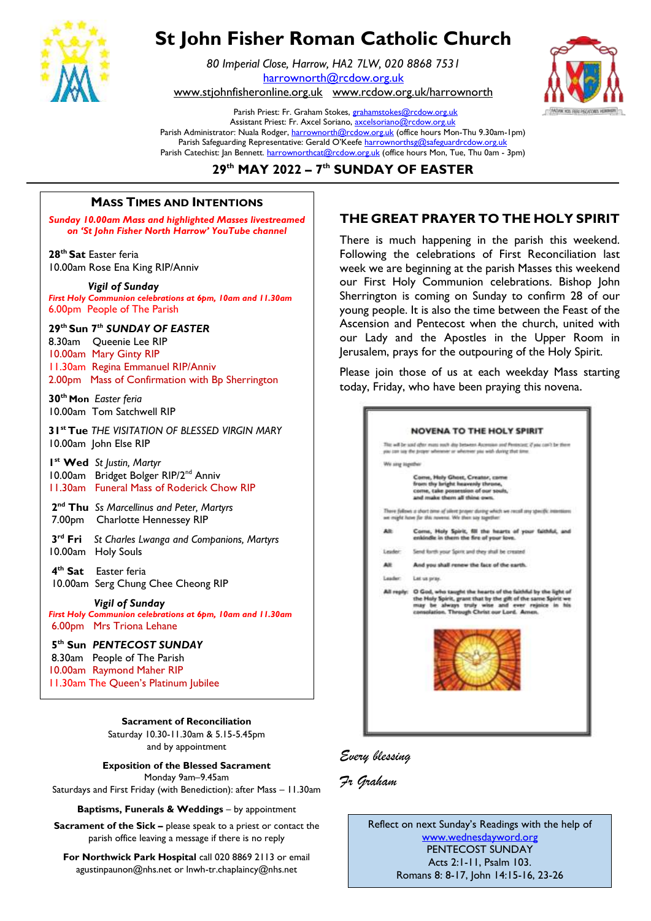# St John Fisher Roman Catholic Church

*80 Imperial Close, Harrow, HA2 7LW, 020 8868 7531*
harrownorth@rcdow.org.uk
www.stjohnfisheronline.org.uk www.rcdow.org.uk/harrownorth

Parish Priest: Fr. Graham Stokes, grahamstokes@rcdow.org.uk
Assistant Priest: Fr. Axcel Soriano, axcelsoriano@rcdow.org.uk
Parish Administrator: Nuala Rodger, harrownorth@rcdow.org.uk (office hours Mon-Thu 9.30am-1pm)
Parish Safeguarding Representative: Gerald O'Keefe harrownorthsg@safeguardrcdow.org.uk
Parish Catechist: Jan Bennett. harrownorthcat@rcdow.org.uk (office hours Mon, Tue, Thu 0am - 3pm)

## 29th MAY 2022 – 7th SUNDAY OF EASTER

### MASS TIMES AND INTENTIONS

***Sunday 10.00am Mass and highlighted Masses livestreamed on 'St John Fisher North Harrow' YouTube channel***

**28th Sat** Easter feria
10.00am Rose Ena King RIP/Anniv

***Vigil of Sunday***
***First Holy Communion celebrations at 6pm, 10am and 11.30am***
6.00pm People of The Parish

**29th Sun *7th SUNDAY OF EASTER***
8.30am Queenie Lee RIP
10.00am Mary Ginty RIP
11.30am Regina Emmanuel RIP/Anniv
2.00pm Mass of Confirmation with Bp Sherrington

**30th Mon** *Easter feria*
10.00am Tom Satchwell RIP

**31st Tue** *THE VISITATION OF BLESSED VIRGIN MARY*
10.00am John Else RIP

**1st Wed** *St Justin, Martyr*
10.00am Bridget Bolger RIP/2nd Anniv
11.30am Funeral Mass of Roderick Chow RIP

**2nd Thu** *Ss Marcellinus and Peter, Martyrs*
7.00pm Charlotte Hennessey RIP

**3rd Fri** *St Charles Lwanga and Companions, Martyrs*
10.00am Holy Souls

**4th Sat** Easter feria
10.00am Serg Chung Chee Cheong RIP

***Vigil of Sunday***
***First Holy Communion celebrations at 6pm, 10am and 11.30am***
6.00pm Mrs Triona Lehane

**5th Sun *PENTECOST SUNDAY***
8.30am People of The Parish
10.00am Raymond Maher RIP
11.30am The Queen's Platinum Jubilee

**Sacrament of Reconciliation**
Saturday 10.30-11.30am & 5.15-5.45pm
and by appointment

**Exposition of the Blessed Sacrament**
Monday 9am–9.45am
Saturdays and First Friday (with Benediction): after Mass – 11.30am

**Baptisms, Funerals & Weddings** – by appointment

**Sacrament of the Sick –** please speak to a priest or contact the parish office leaving a message if there is no reply

**For Northwick Park Hospital** call 020 8869 2113 or email agustinpaunon@nhs.net or lnwh-tr.chaplaincy@nhs.net

## THE GREAT PRAYER TO THE HOLY SPIRIT

There is much happening in the parish this weekend. Following the celebrations of First Reconciliation last week we are beginning at the parish Masses this weekend our First Holy Communion celebrations. Bishop John Sherrington is coming on Sunday to confirm 28 of our young people. It is also the time between the Feast of the Ascension and Pentecost when the church, united with our Lady and the Apostles in the Upper Room in Jerusalem, prays for the outpouring of the Holy Spirit.

Please join those of us at each weekday Mass starting today, Friday, who have been praying this novena.

### NOVENA TO THE HOLY SPIRIT

*This will be said after mass each day between Ascension and Pentecost; if you can't be there you can say the prayer wherever or whenever you wish during that time.*

We sing together:

**Come, Holy Ghost, Creator, come
from thy bright heavenly throne,
come, take possession of our souls,
and make them all thine own.**

*There follows a short time of silent prayer during which we recall any specific intentions we might have for this novena. We then say together:*

**All:** **Come, Holy Spirit, fill the hearts of your faithful, and enkindle in them the fire of your love.**

Leader: Send forth your Spirit and they shall be created

**All:** **And you shall renew the face of the earth.**

Leader: Let us pray.

**All reply:** **O God, who taught the hearts of the faithful by the light of the Holy Spirit, grant that by the gift of the same Spirit we may be always truly wise and ever rejoice in his consolation. Through Christ our Lord. Amen.**

*Every blessing*

*Fr Graham*

Reflect on next Sunday's Readings with the help of www.wednesdayword.org
PENTECOST SUNDAY
Acts 2:1-11, Psalm 103.
Romans 8: 8-17, John 14:15-16, 23-26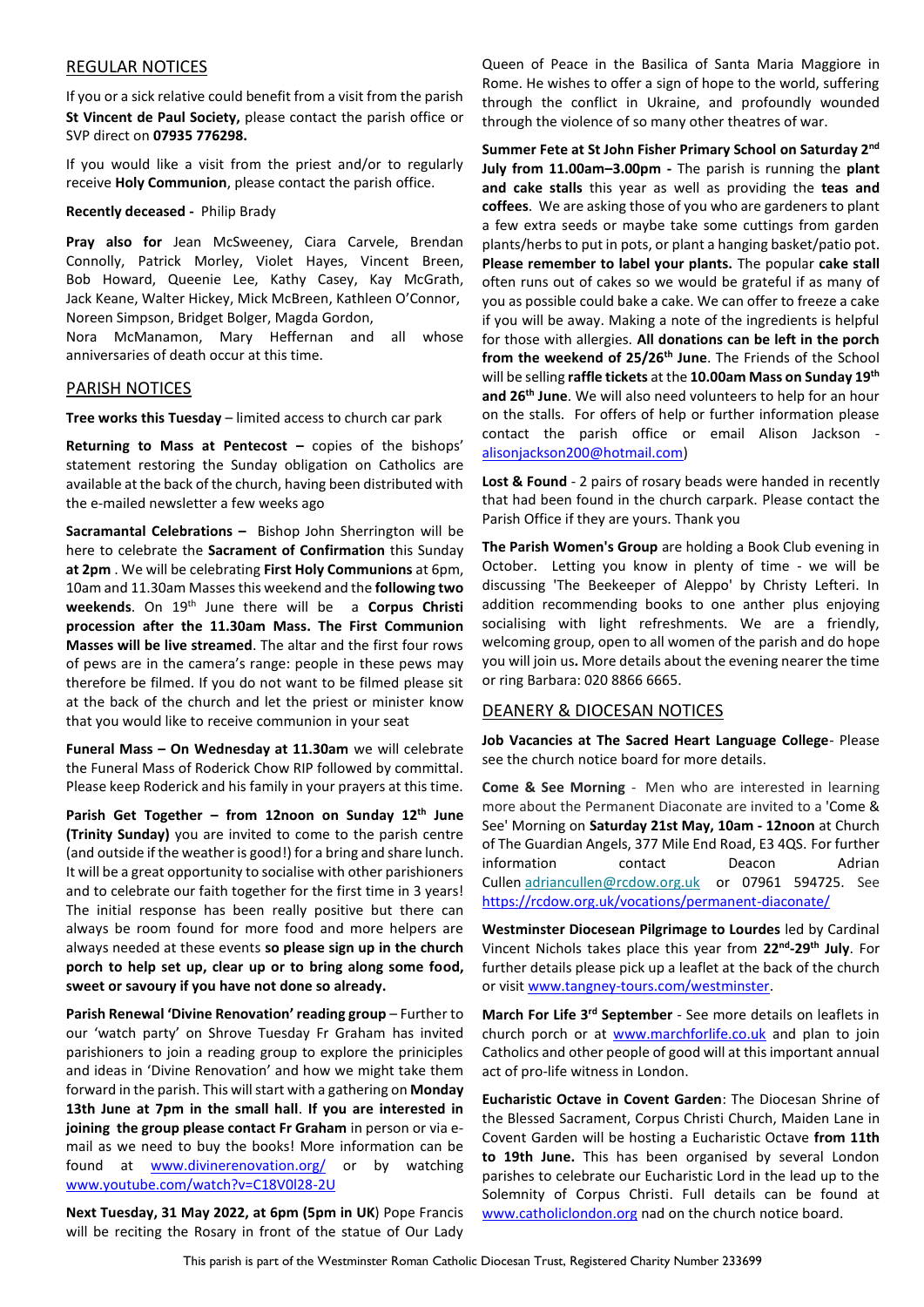## REGULAR NOTICES

If you or a sick relative could benefit from a visit from the parish **St Vincent de Paul Society,** please contact the parish office or SVP direct on **07935 776298.**

If you would like a visit from the priest and/or to regularly receive **Holy Communion**, please contact the parish office.

**Recently deceased -** Philip Brady

**Pray also for** Jean McSweeney, Ciara Carvele, Brendan Connolly, Patrick Morley, Violet Hayes, Vincent Breen, Bob Howard, Queenie Lee, Kathy Casey, Kay McGrath, Jack Keane, Walter Hickey, Mick McBreen, Kathleen O'Connor, Noreen Simpson, Bridget Bolger, Magda Gordon, Nora McManamon, Mary Heffernan and all whose anniversaries of death occur at this time.

## PARISH NOTICES

**Tree works this Tuesday** – limited access to church car park

**Returning to Mass at Pentecost –** copies of the bishops' statement restoring the Sunday obligation on Catholics are available at the back of the church, having been distributed with the e-mailed newsletter a few weeks ago

**Sacramantal Celebrations –** Bishop John Sherrington will be here to celebrate the **Sacrament of Confirmation** this Sunday **at 2pm** . We will be celebrating **First Holy Communions** at 6pm, 10am and 11.30am Masses this weekend and the **following two weekends**. On 19th June there will be a **Corpus Christi procession after the 11.30am Mass. The First Communion Masses will be live streamed**. The altar and the first four rows of pews are in the camera's range: people in these pews may therefore be filmed. If you do not want to be filmed please sit at the back of the church and let the priest or minister know that you would like to receive communion in your seat

**Funeral Mass – On Wednesday at 11.30am** we will celebrate the Funeral Mass of Roderick Chow RIP followed by committal. Please keep Roderick and his family in your prayers at this time.

**Parish Get Together – from 12noon on Sunday 12th June (Trinity Sunday)** you are invited to come to the parish centre (and outside if the weather is good!) for a bring and share lunch. It will be a great opportunity to socialise with other parishioners and to celebrate our faith together for the first time in 3 years! The initial response has been really positive but there can always be room found for more food and more helpers are always needed at these events **so please sign up in the church porch to help set up, clear up or to bring along some food, sweet or savoury if you have not done so already.**

**Parish Renewal 'Divine Renovation' reading group** – Further to our 'watch party' on Shrove Tuesday Fr Graham has invited parishioners to join a reading group to explore the priniciples and ideas in 'Divine Renovation' and how we might take them forward in the parish. This will start with a gathering on **Monday 13th June at 7pm in the small hall**. **If you are interested in joining the group please contact Fr Graham** in person or via e-mail as we need to buy the books! More information can be found at www.divinerenovation.org/ or by watching www.youtube.com/watch?v=C18V0I28-2U

**Next Tuesday, 31 May 2022, at 6pm (5pm in UK)** Pope Francis will be reciting the Rosary in front of the statue of Our Lady Queen of Peace in the Basilica of Santa Maria Maggiore in Rome. He wishes to offer a sign of hope to the world, suffering through the conflict in Ukraine, and profoundly wounded through the violence of so many other theatres of war.

**Summer Fete at St John Fisher Primary School on Saturday 2nd July from 11.00am–3.00pm -** The parish is running the **plant and cake stalls** this year as well as providing the **teas and coffees**. We are asking those of you who are gardeners to plant a few extra seeds or maybe take some cuttings from garden plants/herbs to put in pots, or plant a hanging basket/patio pot. **Please remember to label your plants.** The popular **cake stall** often runs out of cakes so we would be grateful if as many of you as possible could bake a cake. We can offer to freeze a cake if you will be away. Making a note of the ingredients is helpful for those with allergies. **All donations can be left in the porch from the weekend of 25/26th June**. The Friends of the School will be selling **raffle tickets** at the **10.00am Mass on Sunday 19th and 26th June**. We will also need volunteers to help for an hour on the stalls. For offers of help or further information please contact the parish office or email Alison Jackson - alisonjackson200@hotmail.com)

**Lost & Found** - 2 pairs of rosary beads were handed in recently that had been found in the church carpark. Please contact the Parish Office if they are yours. Thank you

**The Parish Women's Group** are holding a Book Club evening in October. Letting you know in plenty of time - we will be discussing 'The Beekeeper of Aleppo' by Christy Lefteri. In addition recommending books to one anther plus enjoying socialising with light refreshments. We are a friendly, welcoming group, open to all women of the parish and do hope you will join us**.** More details about the evening nearer the time or ring Barbara: 020 8866 6665.

## DEANERY & DIOCESAN NOTICES

**Job Vacancies at The Sacred Heart Language College**- Please see the church notice board for more details.

**Come & See Morning** - Men who are interested in learning more about the Permanent Diaconate are invited to a 'Come & See' Morning on **Saturday 21st May, 10am - 12noon** at Church of The Guardian Angels, 377 Mile End Road, E3 4QS. For further information contact Deacon Adrian Cullen adriancullen@rcdow.org.uk or 07961 594725. See https://rcdow.org.uk/vocations/permanent-diaconate/

**Westminster Diocesan Pilgrimage to Lourdes** led by Cardinal Vincent Nichols takes place this year from **22nd-29th July**. For further details please pick up a leaflet at the back of the church or visit www.tangney-tours.com/westminster.

**March For Life 3rd September** - See more details on leaflets in church porch or at www.marchforlife.co.uk and plan to join Catholics and other people of good will at this important annual act of pro-life witness in London.

**Eucharistic Octave in Covent Garden**: The Diocesan Shrine of the Blessed Sacrament, Corpus Christi Church, Maiden Lane in Covent Garden will be hosting a Eucharistic Octave **from 11th to 19th June.** This has been organised by several London parishes to celebrate our Eucharistic Lord in the lead up to the Solemnity of Corpus Christi. Full details can be found at www.catholiclondon.org nad on the church notice board.

This parish is part of the Westminster Roman Catholic Diocesan Trust, Registered Charity Number 233699